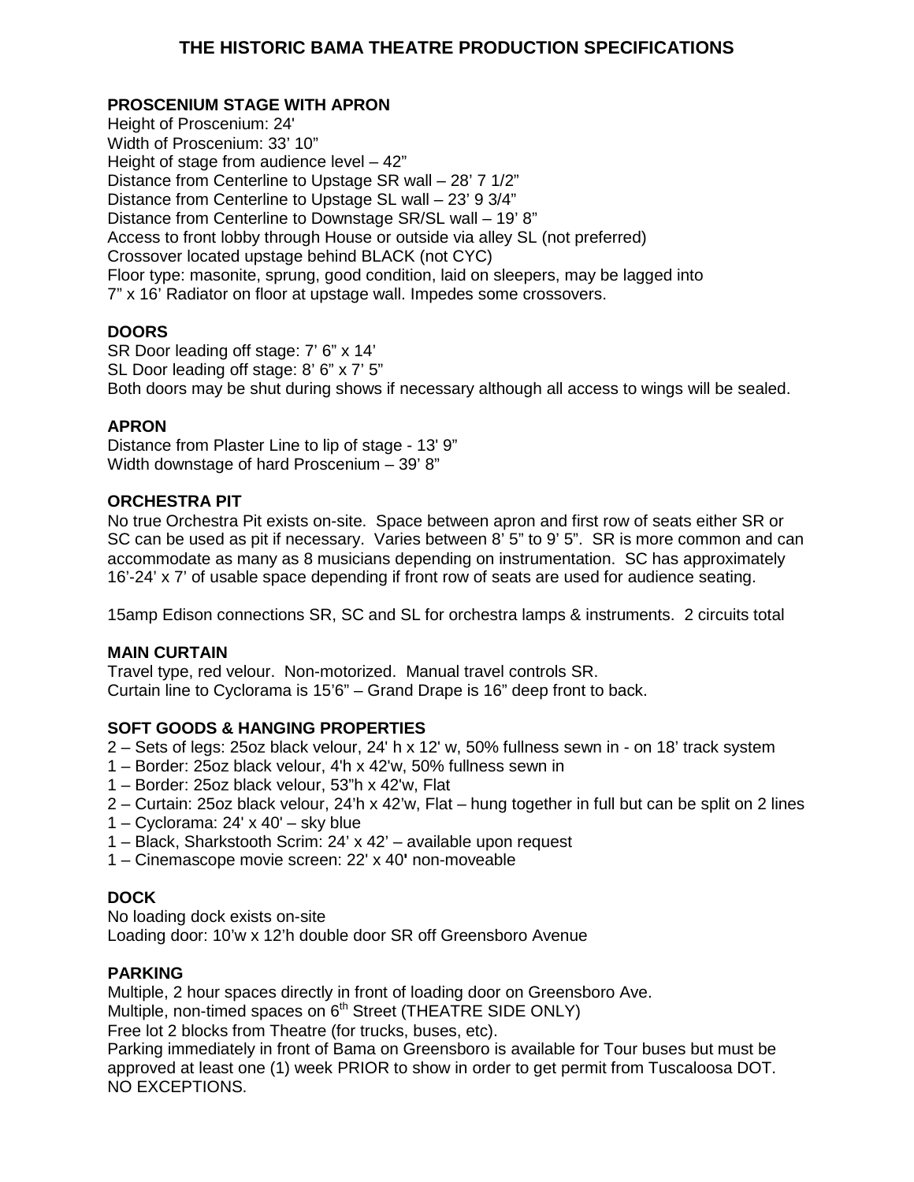# THE HISTORIC BAMA THEATRE PRODUCTION SPECIFICATIONS

## PROSCENIUM STAGE WITH APRON

Height of Proscenium: 24'
Width of Proscenium: 33' 10"
Height of stage from audience level – 42"
Distance from Centerline to Upstage SR wall – 28' 7 1/2"
Distance from Centerline to Upstage SL wall – 23' 9 3/4"
Distance from Centerline to Downstage SR/SL wall – 19' 8"
Access to front lobby through House or outside via alley SL (not preferred)
Crossover located upstage behind BLACK (not CYC)
Floor type: masonite, sprung, good condition, laid on sleepers, may be lagged into
7" x 16' Radiator on floor at upstage wall. Impedes some crossovers.

## DOORS

SR Door leading off stage: 7' 6" x 14'
SL Door leading off stage: 8' 6" x 7' 5"
Both doors may be shut during shows if necessary although all access to wings will be sealed.

## APRON

Distance from Plaster Line to lip of stage - 13' 9"
Width downstage of hard Proscenium – 39' 8"

## ORCHESTRA PIT

No true Orchestra Pit exists on-site. Space between apron and first row of seats either SR or SC can be used as pit if necessary. Varies between 8' 5" to 9' 5". SR is more common and can accommodate as many as 8 musicians depending on instrumentation. SC has approximately 16'-24' x 7' of usable space depending if front row of seats are used for audience seating.

15amp Edison connections SR, SC and SL for orchestra lamps & instruments. 2 circuits total

## MAIN CURTAIN

Travel type, red velour. Non-motorized. Manual travel controls SR.
Curtain line to Cyclorama is 15'6" – Grand Drape is 16" deep front to back.

## SOFT GOODS & HANGING PROPERTIES

2 – Sets of legs: 25oz black velour, 24' h x 12' w, 50% fullness sewn in - on 18' track system
1 – Border: 25oz black velour, 4'h x 42'w, 50% fullness sewn in
1 – Border: 25oz black velour, 53"h x 42'w, Flat
2 – Curtain: 25oz black velour, 24'h x 42'w, Flat – hung together in full but can be split on 2 lines
1 – Cyclorama: 24' x 40' – sky blue
1 – Black, Sharkstooth Scrim: 24' x 42' – available upon request
1 – Cinemascope movie screen: 22' x 40**'** non-moveable

## DOCK

No loading dock exists on-site
Loading door: 10'w x 12'h double door SR off Greensboro Avenue

## PARKING

Multiple, 2 hour spaces directly in front of loading door on Greensboro Ave.
Multiple, non-timed spaces on 6th Street (THEATRE SIDE ONLY)
Free lot 2 blocks from Theatre (for trucks, buses, etc).
Parking immediately in front of Bama on Greensboro is available for Tour buses but must be approved at least one (1) week PRIOR to show in order to get permit from Tuscaloosa DOT. NO EXCEPTIONS.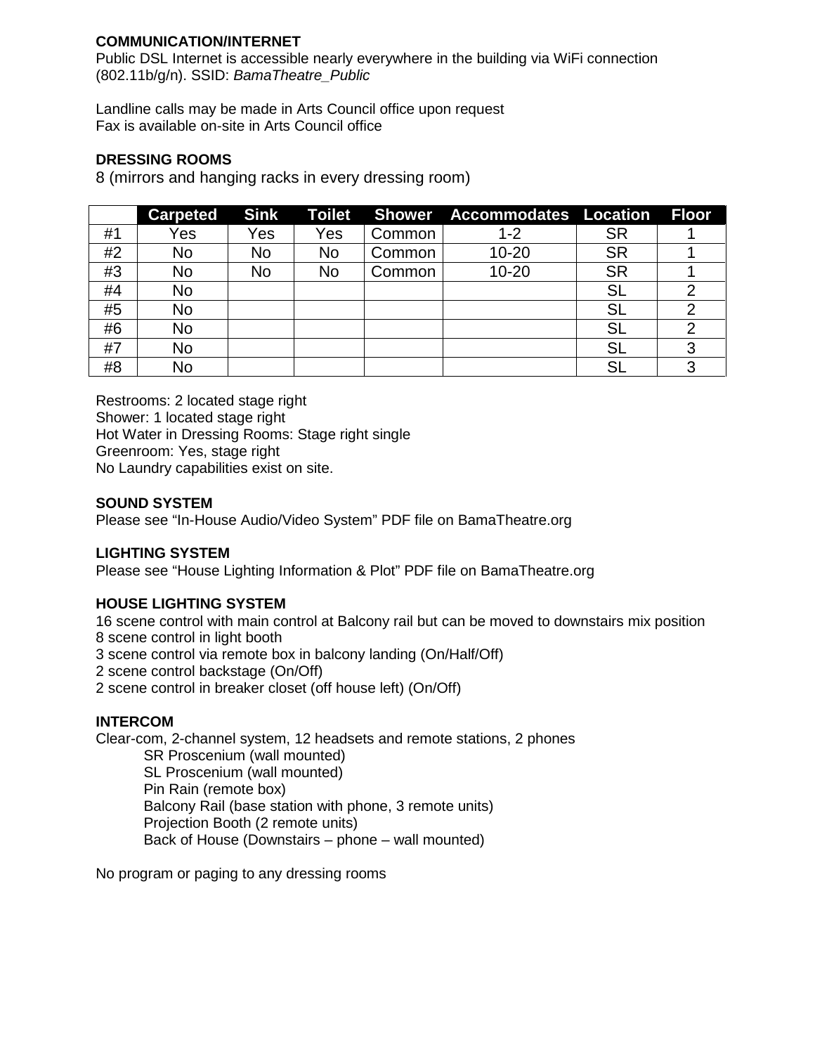**COMMUNICATION/INTERNET**

Public DSL Internet is accessible nearly everywhere in the building via WiFi connection (802.11b/g/n). SSID: *BamaTheatre_Public*

Landline calls may be made in Arts Council office upon request
Fax is available on-site in Arts Council office

**DRESSING ROOMS**

8 (mirrors and hanging racks in every dressing room)

| | Carpeted | Sink | Toilet | Shower | Accommodates | Location | Floor |
|---|---|---|---|---|---|---|---|
| #1 | Yes | Yes | Yes | Common | 1-2 | SR | 1 |
| #2 | No | No | No | Common | 10-20 | SR | 1 |
| #3 | No | No | No | Common | 10-20 | SR | 1 |
| #4 | No | | | | | SL | 2 |
| #5 | No | | | | | SL | 2 |
| #6 | No | | | | | SL | 2 |
| #7 | No | | | | | SL | 3 |
| #8 | No | | | | | SL | 3 |

Restrooms: 2 located stage right
Shower: 1 located stage right
Hot Water in Dressing Rooms: Stage right single
Greenroom: Yes, stage right
No Laundry capabilities exist on site.

**SOUND SYSTEM**

Please see "In-House Audio/Video System" PDF file on BamaTheatre.org

**LIGHTING SYSTEM**

Please see "House Lighting Information & Plot" PDF file on BamaTheatre.org

**HOUSE LIGHTING SYSTEM**

16 scene control with main control at Balcony rail but can be moved to downstairs mix position
8 scene control in light booth
3 scene control via remote box in balcony landing (On/Half/Off)
2 scene control backstage (On/Off)
2 scene control in breaker closet (off house left) (On/Off)

**INTERCOM**

Clear-com, 2-channel system, 12 headsets and remote stations, 2 phones

- SR Proscenium (wall mounted)
- SL Proscenium (wall mounted)
- Pin Rain (remote box)
- Balcony Rail (base station with phone, 3 remote units)
- Projection Booth (2 remote units)
- Back of House (Downstairs – phone – wall mounted)

No program or paging to any dressing rooms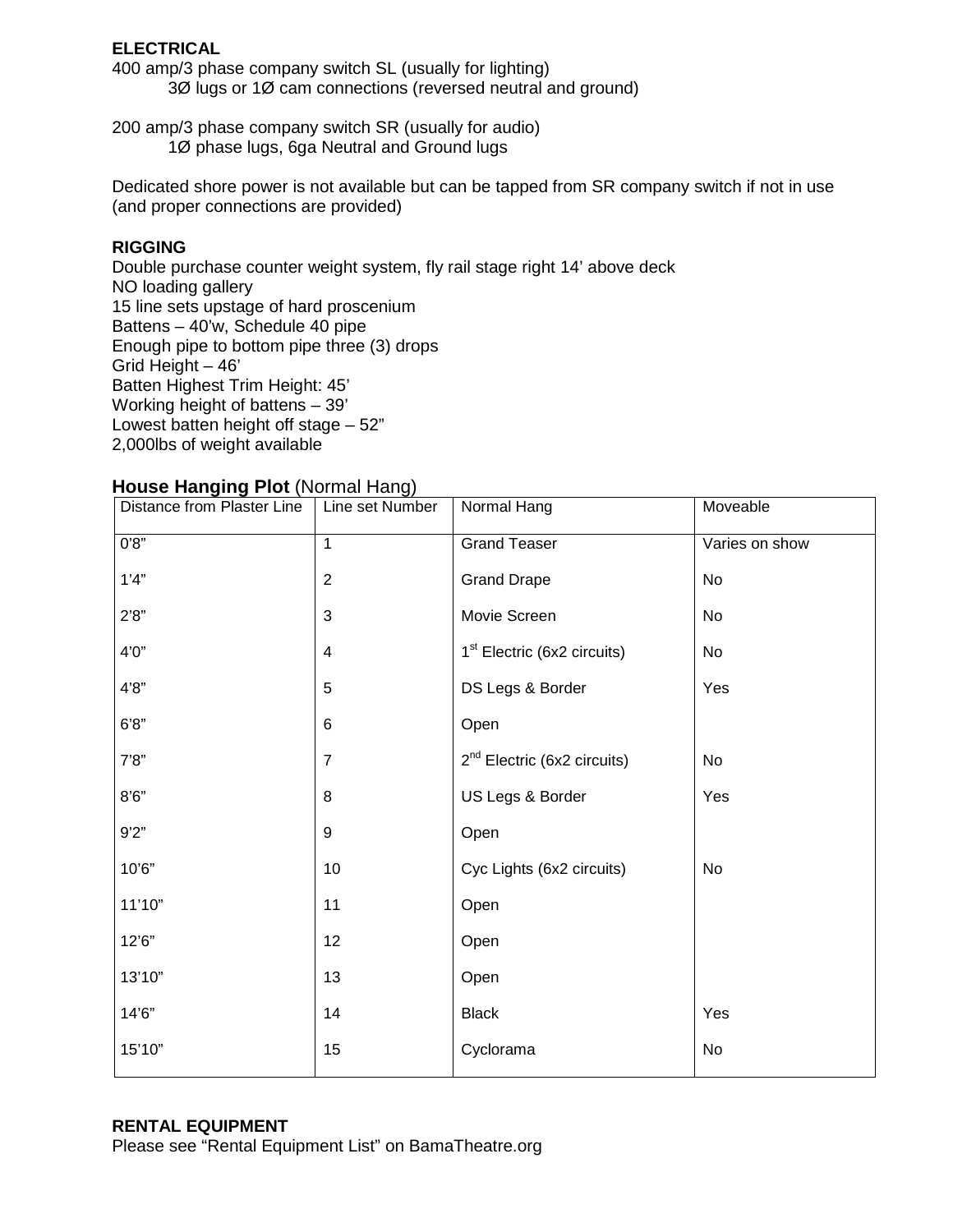**ELECTRICAL**

400 amp/3 phase company switch SL (usually for lighting)
    3Ø lugs or 1Ø cam connections (reversed neutral and ground)

200 amp/3 phase company switch SR (usually for audio)
    1Ø phase lugs, 6ga Neutral and Ground lugs

Dedicated shore power is not available but can be tapped from SR company switch if not in use (and proper connections are provided)

**RIGGING**

Double purchase counter weight system, fly rail stage right 14' above deck
NO loading gallery
15 line sets upstage of hard proscenium
Battens – 40'w, Schedule 40 pipe
Enough pipe to bottom pipe three (3) drops
Grid Height – 46'
Batten Highest Trim Height: 45'
Working height of battens – 39'
Lowest batten height off stage – 52"
2,000lbs of weight available

**House Hanging Plot** (Normal Hang)

| Distance from Plaster Line | Line set Number | Normal Hang | Moveable |
|---|---|---|---|
| 0'8" | 1 | Grand Teaser | Varies on show |
| 1'4" | 2 | Grand Drape | No |
| 2'8" | 3 | Movie Screen | No |
| 4'0" | 4 | 1st Electric (6x2 circuits) | No |
| 4'8" | 5 | DS Legs & Border | Yes |
| 6'8" | 6 | Open | |
| 7'8" | 7 | 2nd Electric (6x2 circuits) | No |
| 8'6" | 8 | US Legs & Border | Yes |
| 9'2" | 9 | Open | |
| 10'6" | 10 | Cyc Lights (6x2 circuits) | No |
| 11'10" | 11 | Open | |
| 12'6" | 12 | Open | |
| 13'10" | 13 | Open | |
| 14'6" | 14 | Black | Yes |
| 15'10" | 15 | Cyclorama | No |

**RENTAL EQUIPMENT**

Please see "Rental Equipment List" on BamaTheatre.org